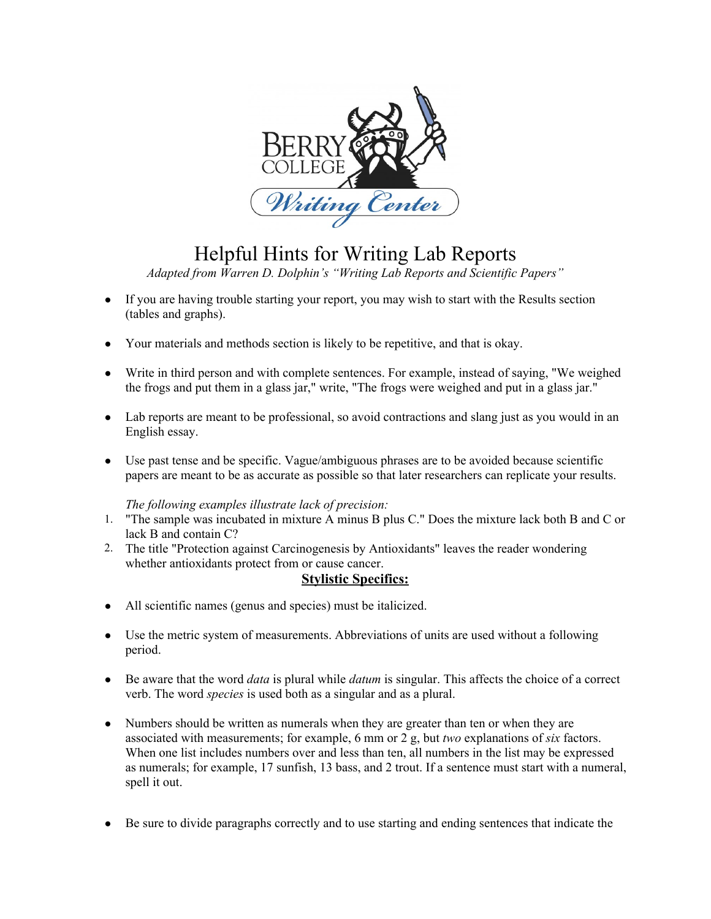# Helpful Hints for Writing Lab Reports

*Adapted from Warren D. Dolphin's "Writing Lab Reports and Scientific Papers"*

- If you are having trouble starting your report, you may wish to start with the Results section (tables and graphs).
- Your materials and methods section is likely to be repetitive, and that is okay.
- Write in third person and with complete sentences. For example, instead of saying, "We weighed the frogs and put them in a glass jar," write, "The frogs were weighed and put in a glass jar."
- Lab reports are meant to be professional, so avoid contractions and slang just as you would in an English essay.
- Use past tense and be specific. Vague/ambiguous phrases are to be avoided because scientific papers are meant to be as accurate as possible so that later researchers can replicate your results.

  *The following examples illustrate lack of precision:*

1. "The sample was incubated in mixture A minus B plus C." Does the mixture lack both B and C or lack B and contain C?
2. The title "Protection against Carcinogenesis by Antioxidants" leaves the reader wondering whether antioxidants protect from or cause cancer.

## Stylistic Specifics:

- All scientific names (genus and species) must be italicized.
- Use the metric system of measurements. Abbreviations of units are used without a following period.
- Be aware that the word *data* is plural while *datum* is singular. This affects the choice of a correct verb. The word *species* is used both as a singular and as a plural.
- Numbers should be written as numerals when they are greater than ten or when they are associated with measurements; for example, 6 mm or 2 g, but *two* explanations of *six* factors. When one list includes numbers over and less than ten, all numbers in the list may be expressed as numerals; for example, 17 sunfish, 13 bass, and 2 trout. If a sentence must start with a numeral, spell it out.
- Be sure to divide paragraphs correctly and to use starting and ending sentences that indicate the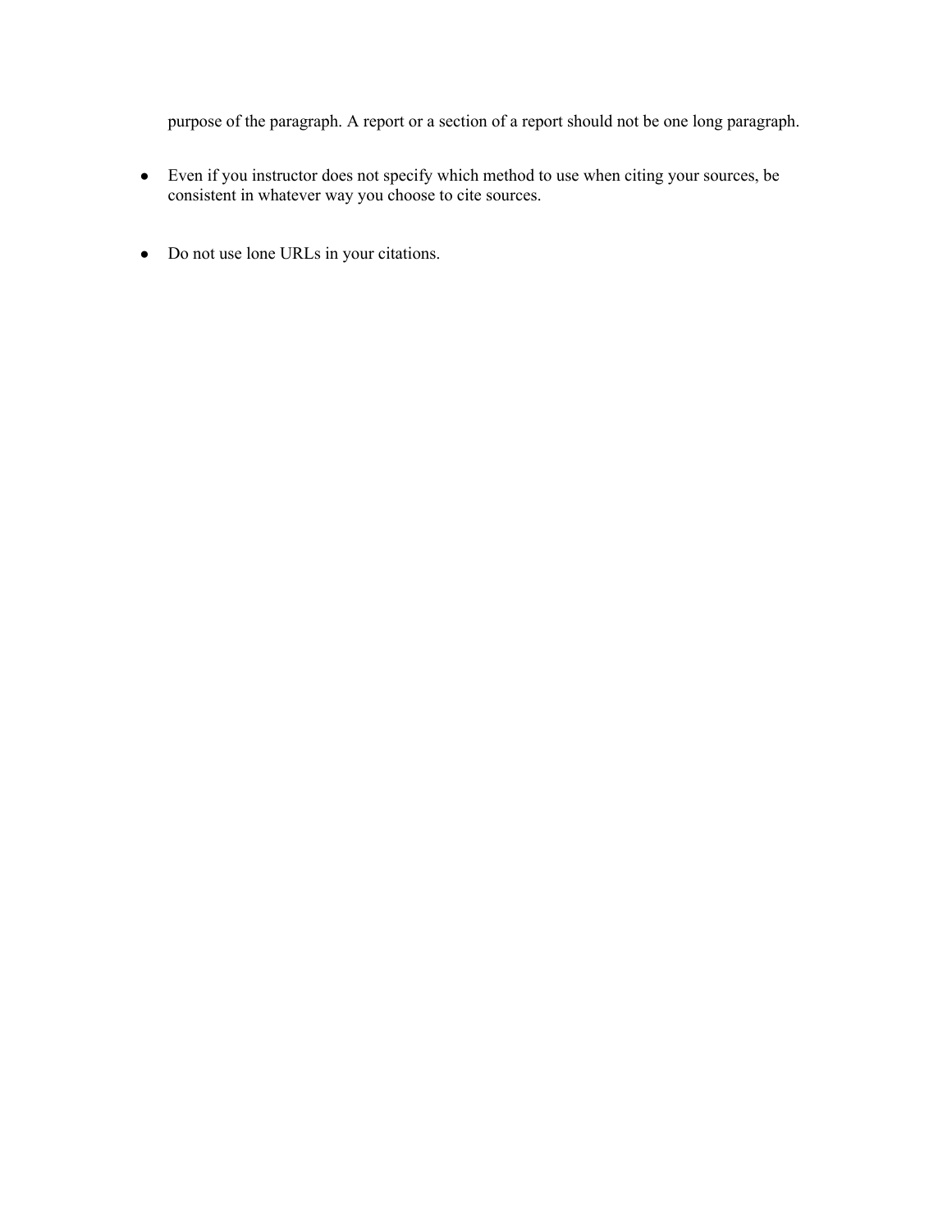purpose of the paragraph. A report or a section of a report should not be one long paragraph.

- Even if you instructor does not specify which method to use when citing your sources, be consistent in whatever way you choose to cite sources.

- Do not use lone URLs in your citations.